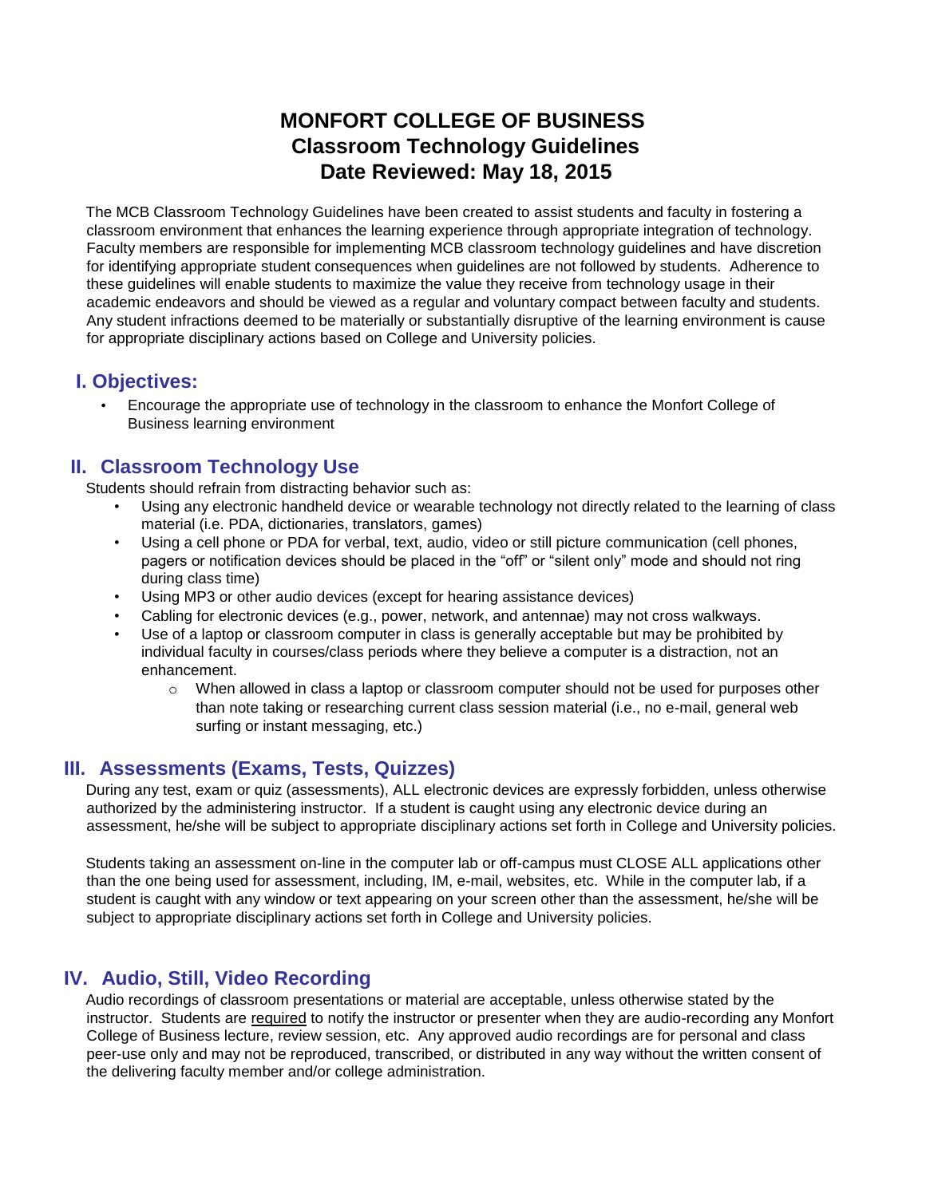# MONFORT COLLEGE OF BUSINESS
## Classroom Technology Guidelines
## Date Reviewed: May 18, 2015

The MCB Classroom Technology Guidelines have been created to assist students and faculty in fostering a classroom environment that enhances the learning experience through appropriate integration of technology. Faculty members are responsible for implementing MCB classroom technology guidelines and have discretion for identifying appropriate student consequences when guidelines are not followed by students. Adherence to these guidelines will enable students to maximize the value they receive from technology usage in their academic endeavors and should be viewed as a regular and voluntary compact between faculty and students. Any student infractions deemed to be materially or substantially disruptive of the learning environment is cause for appropriate disciplinary actions based on College and University policies.

## I. Objectives:

- Encourage the appropriate use of technology in the classroom to enhance the Monfort College of Business learning environment

## II. Classroom Technology Use

Students should refrain from distracting behavior such as:

- Using any electronic handheld device or wearable technology not directly related to the learning of class material (i.e. PDA, dictionaries, translators, games)
- Using a cell phone or PDA for verbal, text, audio, video or still picture communication (cell phones, pagers or notification devices should be placed in the "off" or "silent only" mode and should not ring during class time)
- Using MP3 or other audio devices (except for hearing assistance devices)
- Cabling for electronic devices (e.g., power, network, and antennae) may not cross walkways.
- Use of a laptop or classroom computer in class is generally acceptable but may be prohibited by individual faculty in courses/class periods where they believe a computer is a distraction, not an enhancement.
  - When allowed in class a laptop or classroom computer should not be used for purposes other than note taking or researching current class session material (i.e., no e-mail, general web surfing or instant messaging, etc.)

## III. Assessments (Exams, Tests, Quizzes)

During any test, exam or quiz (assessments), ALL electronic devices are expressly forbidden, unless otherwise authorized by the administering instructor. If a student is caught using any electronic device during an assessment, he/she will be subject to appropriate disciplinary actions set forth in College and University policies.

Students taking an assessment on-line in the computer lab or off-campus must CLOSE ALL applications other than the one being used for assessment, including, IM, e-mail, websites, etc. While in the computer lab, if a student is caught with any window or text appearing on your screen other than the assessment, he/she will be subject to appropriate disciplinary actions set forth in College and University policies.

## IV. Audio, Still, Video Recording

Audio recordings of classroom presentations or material are acceptable, unless otherwise stated by the instructor. Students are required to notify the instructor or presenter when they are audio-recording any Monfort College of Business lecture, review session, etc. Any approved audio recordings are for personal and class peer-use only and may not be reproduced, transcribed, or distributed in any way without the written consent of the delivering faculty member and/or college administration.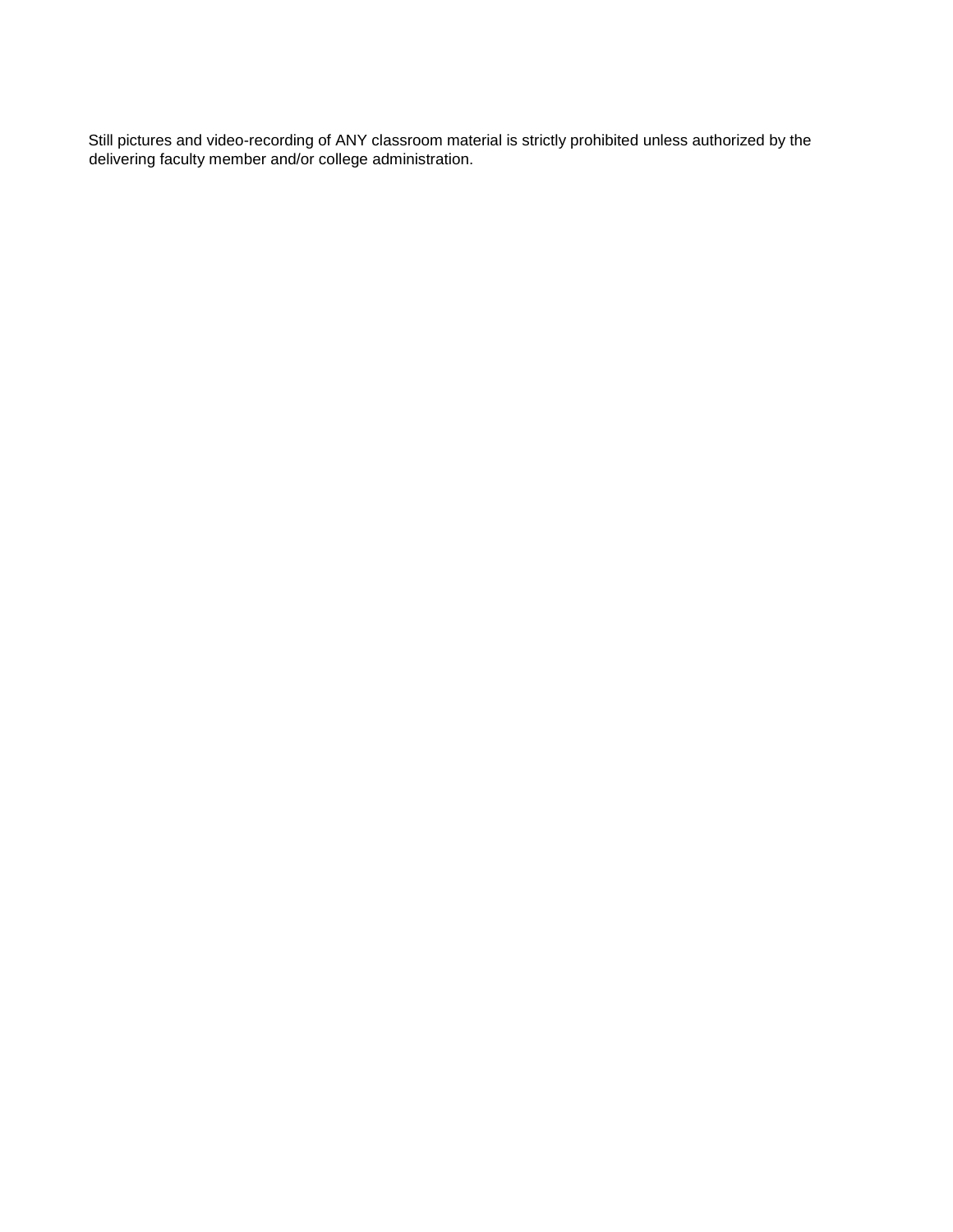Still pictures and video-recording of ANY classroom material is strictly prohibited unless authorized by the delivering faculty member and/or college administration.